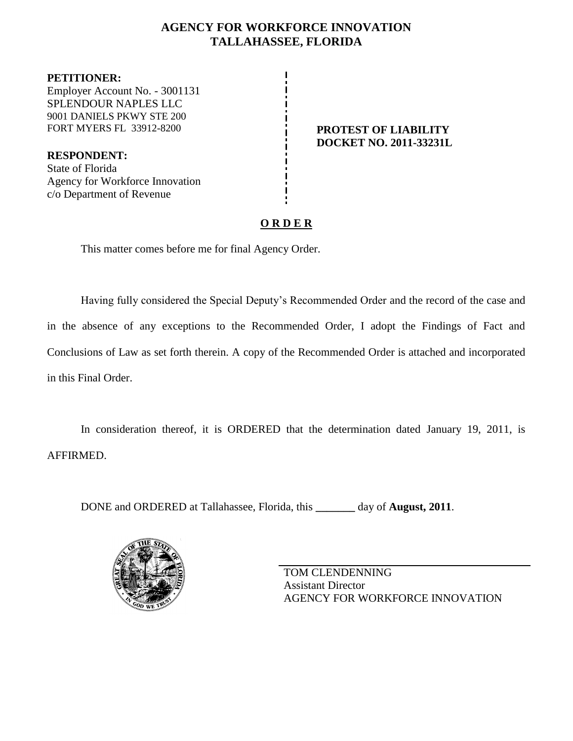# AGENCY FOR WORKFORCE INNOVATION
# TALLAHASSEE, FLORIDA

**PETITIONER:**
Employer Account No. - 3001131
SPLENDOUR NAPLES LLC
9001 DANIELS PKWY STE 200
FORT MYERS FL 33912-8200

**RESPONDENT:**
State of Florida
Agency for Workforce Innovation
c/o Department of Revenue

**PROTEST OF LIABILITY**
**DOCKET NO. 2011-33231L**

## O R D E R

This matter comes before me for final Agency Order.

Having fully considered the Special Deputy's Recommended Order and the record of the case and in the absence of any exceptions to the Recommended Order, I adopt the Findings of Fact and Conclusions of Law as set forth therein. A copy of the Recommended Order is attached and incorporated in this Final Order.

In consideration thereof, it is ORDERED that the determination dated January 19, 2011, is AFFIRMED.

DONE and ORDERED at Tallahassee, Florida, this _______ day of **August, 2011**.

TOM CLENDENNING
Assistant Director
AGENCY FOR WORKFORCE INNOVATION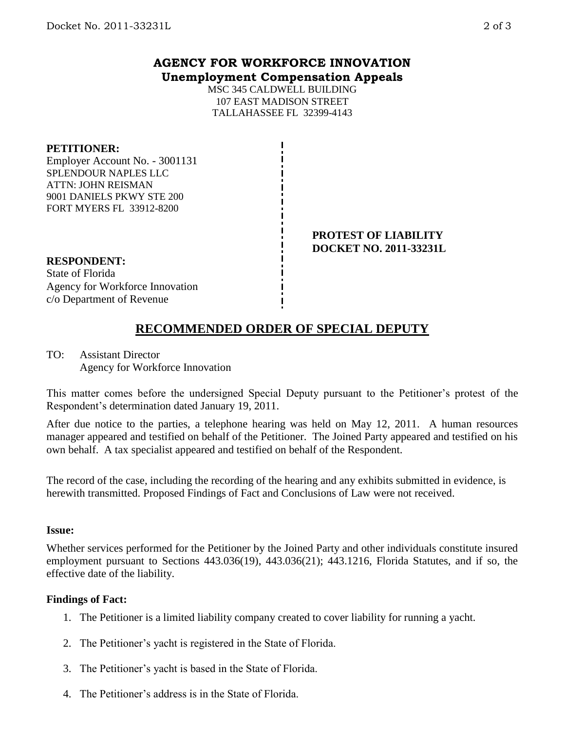**AGENCY FOR WORKFORCE INNOVATION**
**Unemployment Compensation Appeals**

MSC 345 CALDWELL BUILDING
107 EAST MADISON STREET
TALLAHASSEE FL 32399-4143

**PETITIONER:**
Employer Account No. - 3001131
SPLENDOUR NAPLES LLC
ATTN: JOHN REISMAN
9001 DANIELS PKWY STE 200
FORT MYERS FL 33912-8200

**PROTEST OF LIABILITY**
**DOCKET NO. 2011-33231L**

**RESPONDENT:**
State of Florida
Agency for Workforce Innovation
c/o Department of Revenue

## RECOMMENDED ORDER OF SPECIAL DEPUTY

TO: Assistant Director
Agency for Workforce Innovation

This matter comes before the undersigned Special Deputy pursuant to the Petitioner's protest of the Respondent's determination dated January 19, 2011.

After due notice to the parties, a telephone hearing was held on May 12, 2011. A human resources manager appeared and testified on behalf of the Petitioner. The Joined Party appeared and testified on his own behalf. A tax specialist appeared and testified on behalf of the Respondent.

The record of the case, including the recording of the hearing and any exhibits submitted in evidence, is herewith transmitted. Proposed Findings of Fact and Conclusions of Law were not received.

#### Issue:

Whether services performed for the Petitioner by the Joined Party and other individuals constitute insured employment pursuant to Sections 443.036(19), 443.036(21); 443.1216, Florida Statutes, and if so, the effective date of the liability.

#### Findings of Fact:

1. The Petitioner is a limited liability company created to cover liability for running a yacht.
2. The Petitioner's yacht is registered in the State of Florida.
3. The Petitioner's yacht is based in the State of Florida.
4. The Petitioner's address is in the State of Florida.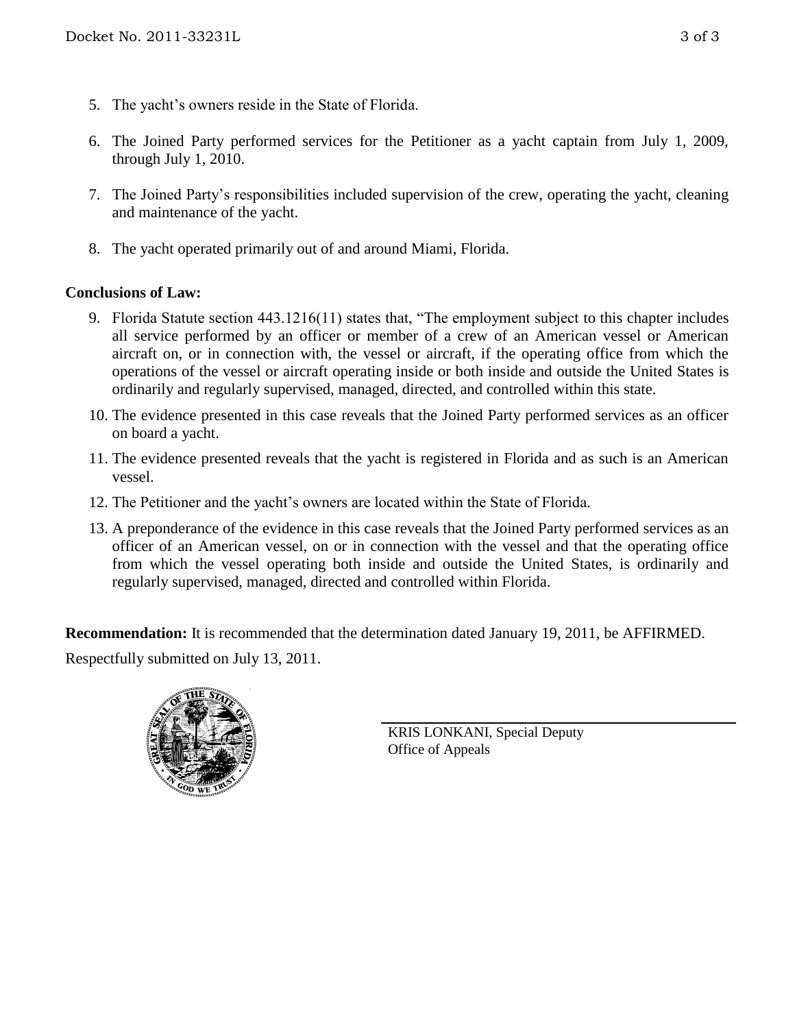5. The yacht's owners reside in the State of Florida.

6. The Joined Party performed services for the Petitioner as a yacht captain from July 1, 2009, through July 1, 2010.

7. The Joined Party's responsibilities included supervision of the crew, operating the yacht, cleaning and maintenance of the yacht.

8. The yacht operated primarily out of and around Miami, Florida.

**Conclusions of Law:**

9. Florida Statute section 443.1216(11) states that, "The employment subject to this chapter includes all service performed by an officer or member of a crew of an American vessel or American aircraft on, or in connection with, the vessel or aircraft, if the operating office from which the operations of the vessel or aircraft operating inside or both inside and outside the United States is ordinarily and regularly supervised, managed, directed, and controlled within this state.

10. The evidence presented in this case reveals that the Joined Party performed services as an officer on board a yacht.

11. The evidence presented reveals that the yacht is registered in Florida and as such is an American vessel.

12. The Petitioner and the yacht's owners are located within the State of Florida.

13. A preponderance of the evidence in this case reveals that the Joined Party performed services as an officer of an American vessel, on or in connection with the vessel and that the operating office from which the vessel operating both inside and outside the United States, is ordinarily and regularly supervised, managed, directed and controlled within Florida.

**Recommendation:** It is recommended that the determination dated January 19, 2011, be AFFIRMED.

Respectfully submitted on July 13, 2011.

KRIS LONKANI, Special Deputy
Office of Appeals